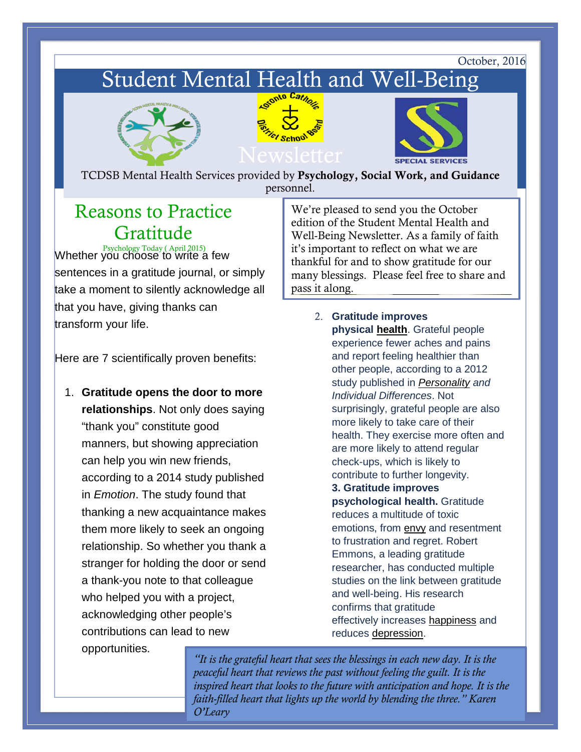October, 2016

# Student Mental Health and Well-Being

Newsletter

TCDSB Mental Health Services provided by **Psychology, Social Work, and Guidance** personnel.

We're pleased to send you the October edition of the Student Mental Health and Well-Being Newsletter. As a family of faith it's important to reflect on what we are thankful for and to show gratitude for our many blessings. Please feel free to share and pass it along.

## Reasons to Practice Gratitude

Psychology Today ( April 2015)

Whether you choose to write a few sentences in a gratitude journal, or simply take a moment to silently acknowledge all that you have, giving thanks can transform your life.

Here are 7 scientifically proven benefits:

1. **Gratitude opens the door to more relationships**. Not only does saying "thank you" constitute good manners, but showing appreciation can help you win new friends, according to a 2014 study published in *Emotion*. The study found that thanking a new acquaintance makes them more likely to seek an ongoing relationship. So whether you thank a stranger for holding the door or send a thank-you note to that colleague who helped you with a project, acknowledging other people's contributions can lead to new opportunities.

2. **Gratitude improves physical health**. Grateful people experience fewer aches and pains and report feeling healthier than other people, according to a 2012 study published in *Personality and Individual Differences*. Not surprisingly, grateful people are also more likely to take care of their health. They exercise more often and are more likely to attend regular check-ups, which is likely to contribute to further longevity.

3. **Gratitude improves psychological health.** Gratitude reduces a multitude of toxic emotions, from envy and resentment to frustration and regret. Robert Emmons, a leading gratitude researcher, has conducted multiple studies on the link between gratitude and well-being. His research confirms that gratitude effectively increases happiness and reduces depression.

*"It is the grateful heart that sees the blessings in each new day. It is the peaceful heart that reviews the past without feeling the guilt. It is the inspired heart that looks to the future with anticipation and hope. It is the faith-filled heart that lights up the world by blending the three." Karen O'Leary*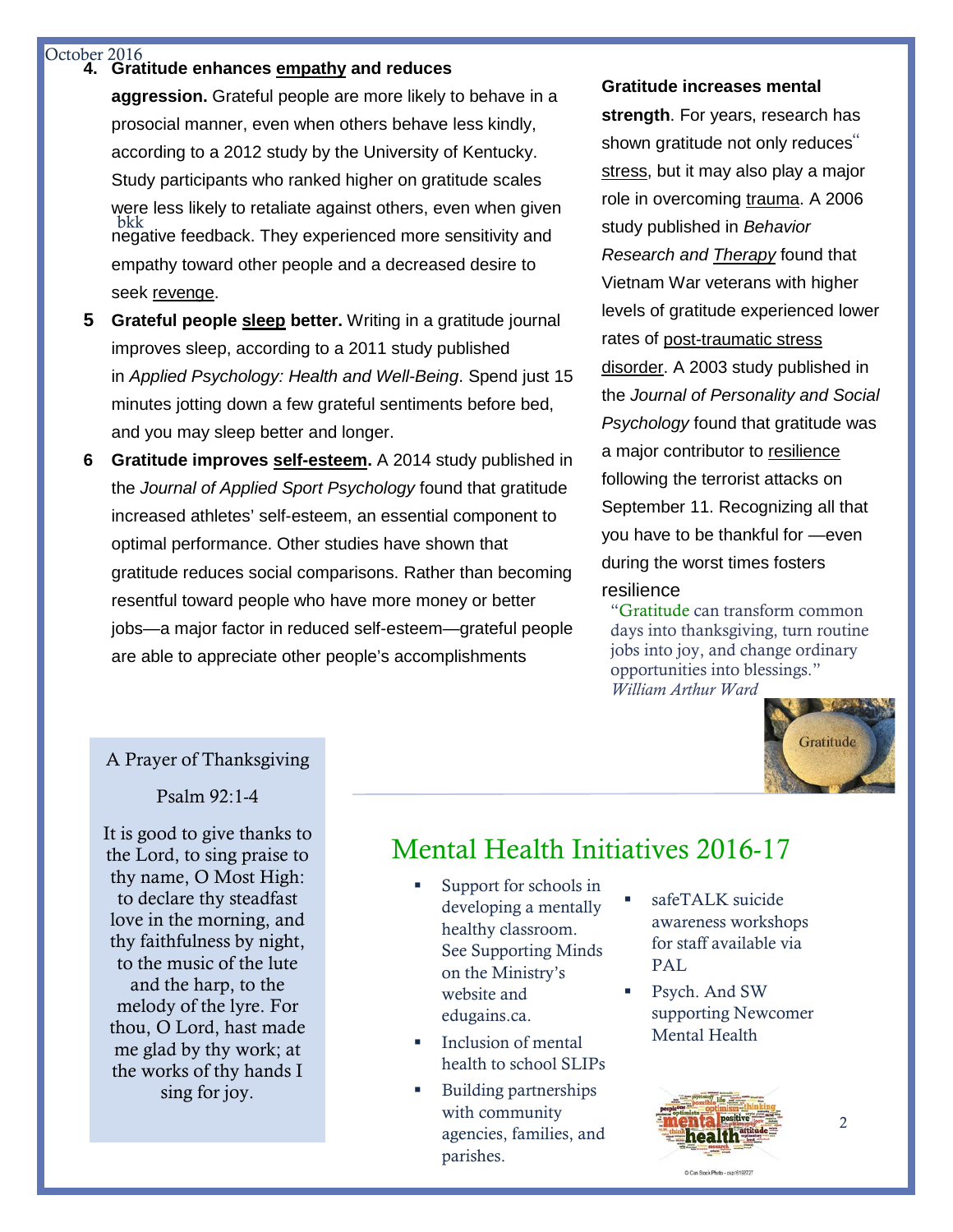4. **Gratitude enhances empathy and reduces aggression.** Grateful people are more likely to behave in a prosocial manner, even when others behave less kindly, according to a 2012 study by the University of Kentucky. Study participants who ranked higher on gratitude scales were less likely to retaliate against others, even when given negative feedback. They experienced more sensitivity and empathy toward other people and a decreased desire to seek revenge.

5. **Grateful people sleep better.** Writing in a gratitude journal improves sleep, according to a 2011 study published in *Applied Psychology: Health and Well-Being*. Spend just 15 minutes jotting down a few grateful sentiments before bed, and you may sleep better and longer.

6. **Gratitude improves self-esteem.** A 2014 study published in the *Journal of Applied Sport Psychology* found that gratitude increased athletes' self-esteem, an essential component to optimal performance. Other studies have shown that gratitude reduces social comparisons. Rather than becoming resentful toward people who have more money or better jobs—a major factor in reduced self-esteem—grateful people are able to appreciate other people's accomplishments

**Gratitude increases mental strength**. For years, research has shown gratitude not only reduces stress, but it may also play a major role in overcoming trauma. A 2006 study published in *Behavior Research and Therapy* found that Vietnam War veterans with higher levels of gratitude experienced lower rates of post-traumatic stress disorder. A 2003 study published in the *Journal of Personality and Social Psychology* found that gratitude was a major contributor to resilience following the terrorist attacks on September 11. Recognizing all that you have to be thankful for —even during the worst times fosters resilience

"Gratitude can transform common days into thanksgiving, turn routine jobs into joy, and change ordinary opportunities into blessings."
*William Arthur Ward*

A Prayer of Thanksgiving

Psalm 92:1-4

It is good to give thanks to the Lord, to sing praise to thy name, O Most High: to declare thy steadfast love in the morning, and thy faithfulness by night, to the music of the lute and the harp, to the melody of the lyre. For thou, O Lord, hast made me glad by thy work; at the works of thy hands I sing for joy.

## Mental Health Initiatives 2016-17

- Support for schools in developing a mentally healthy classroom. See Supporting Minds on the Ministry's website and edugains.ca.
- Inclusion of mental health to school SLIPs
- Building partnerships with community agencies, families, and parishes.
- safeTALK suicide awareness workshops for staff available via PAL
- Psych. And SW supporting Newcomer Mental Health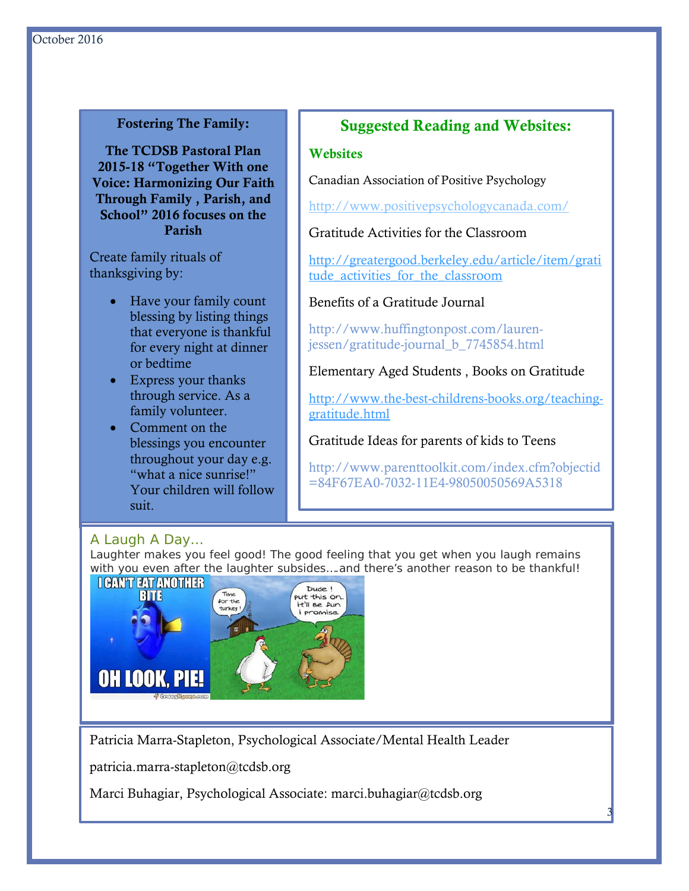**Fostering The Family:**

**The TCDSB Pastoral Plan 2015-18 "Together With one Voice: Harmonizing Our Faith Through Family , Parish, and School" 2016 focuses on the Parish**

Create family rituals of thanksgiving by:

- Have your family count blessing by listing things that everyone is thankful for every night at dinner or bedtime
- Express your thanks through service. As a family volunteer.
- Comment on the blessings you encounter throughout your day e.g. "what a nice sunrise!" Your children will follow suit.

## Suggested Reading and Websites:

### Websites

Canadian Association of Positive Psychology

http://www.positivepsychologycanada.com/

Gratitude Activities for the Classroom

http://greatergood.berkeley.edu/article/item/gratitude_activities_for_the_classroom

Benefits of a Gratitude Journal

http://www.huffingtonpost.com/lauren-jessen/gratitude-journal_b_7745854.html

Elementary Aged Students , Books on Gratitude

http://www.the-best-childrens-books.org/teaching-gratitude.html

Gratitude Ideas for parents of kids to Teens

http://www.parenttoolkit.com/index.cfm?objectid=84F67EA0-7032-11E4-98050050569A5318

### A Laugh A Day…

Laughter makes you feel good! The good feeling that you get when you laugh remains with you even after the laughter subsides….and there's another reason to be thankful!

Patricia Marra-Stapleton, Psychological Associate/Mental Health Leader

patricia.marra-stapleton@tcdsb.org

Marci Buhagiar, Psychological Associate: marci.buhagiar@tcdsb.org